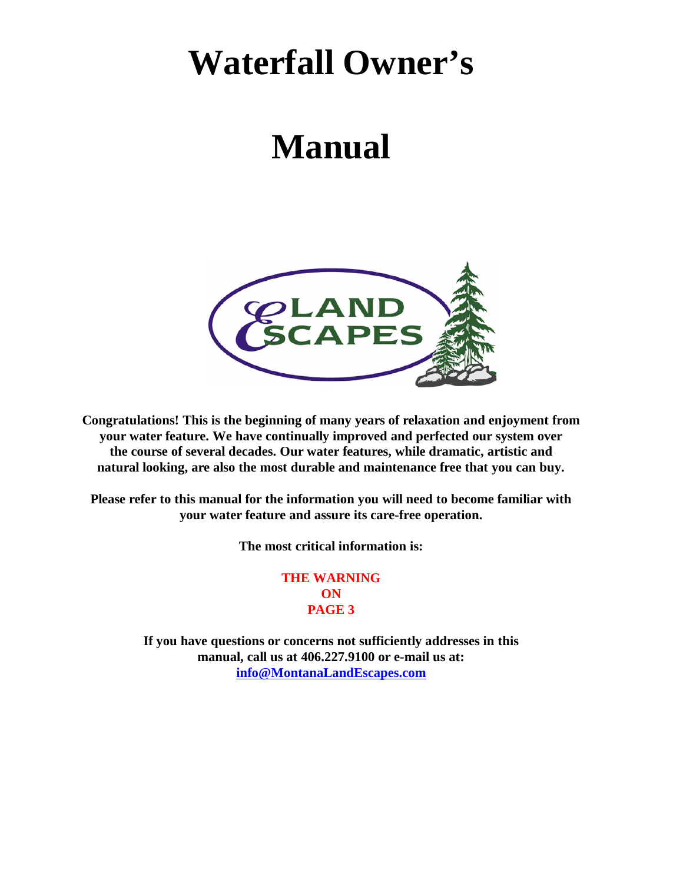# Waterfall Owner's

# Manual

**Congratulations! This is the beginning of many years of relaxation and enjoyment from your water feature. We have continually improved and perfected our system over the course of several decades. Our water features, while dramatic, artistic and natural looking, are also the most durable and maintenance free that you can buy.**

**Please refer to this manual for the information you will need to become familiar with your water feature and assure its care-free operation.**

**The most critical information is:**

**THE WARNING ON PAGE 3**

**If you have questions or concerns not sufficiently addresses in this manual, call us at 406.227.9100 or e-mail us at: [info@MontanaLandEscapes.com](mailto:info@MontanaLandEscapes.com)**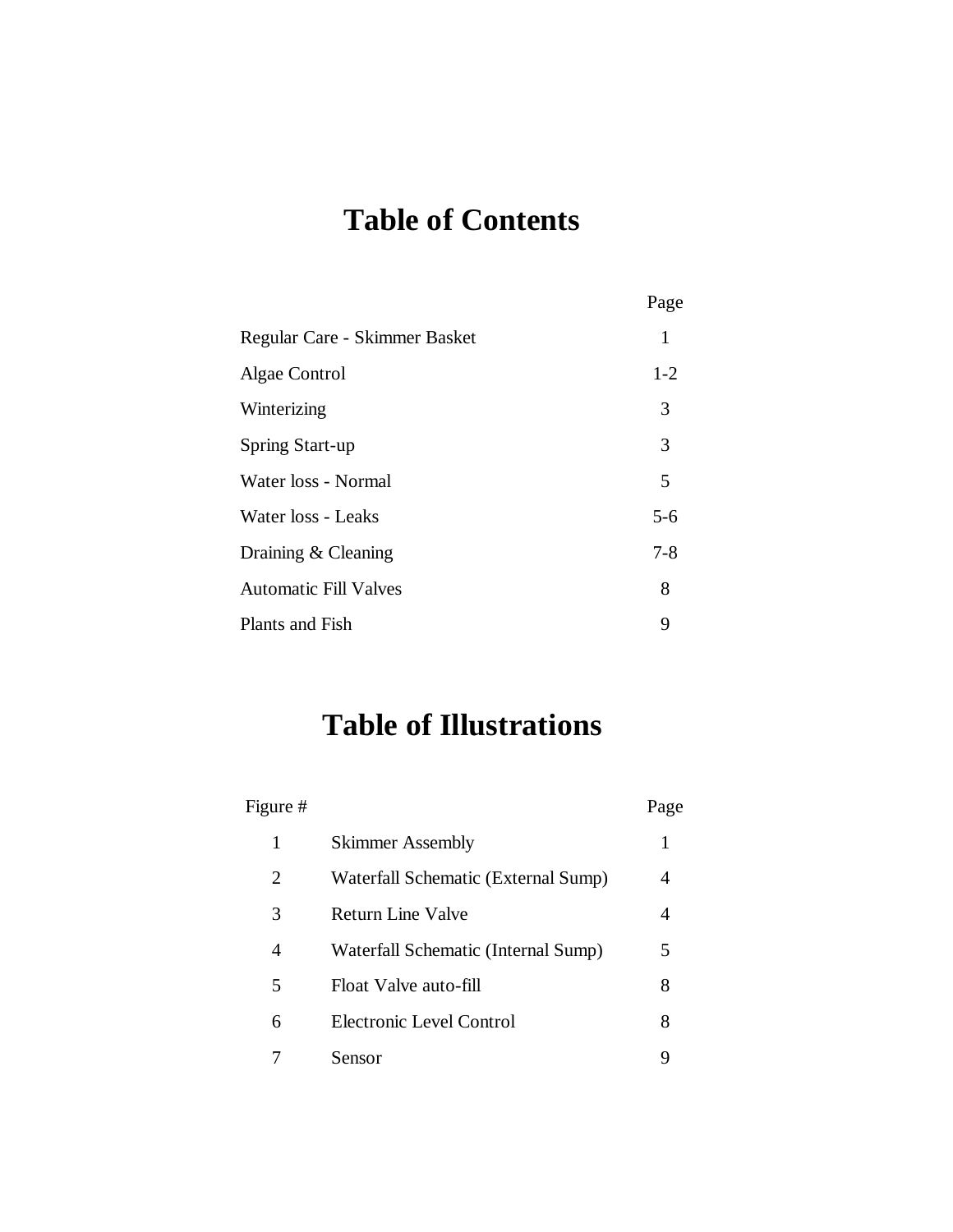# Table of Contents

| | Page |
|---|---|
| Regular Care - Skimmer Basket | 1 |
| Algae Control | 1-2 |
| Winterizing | 3 |
| Spring Start-up | 3 |
| Water loss - Normal | 5 |
| Water loss - Leaks | 5-6 |
| Draining & Cleaning | 7-8 |
| Automatic Fill Valves | 8 |
| Plants and Fish | 9 |

# Table of Illustrations

| Figure # | | Page |
|---|---|---|
| 1 | Skimmer Assembly | 1 |
| 2 | Waterfall Schematic (External Sump) | 4 |
| 3 | Return Line Valve | 4 |
| 4 | Waterfall Schematic (Internal Sump) | 5 |
| 5 | Float Valve auto-fill | 8 |
| 6 | Electronic Level Control | 8 |
| 7 | Sensor | 9 |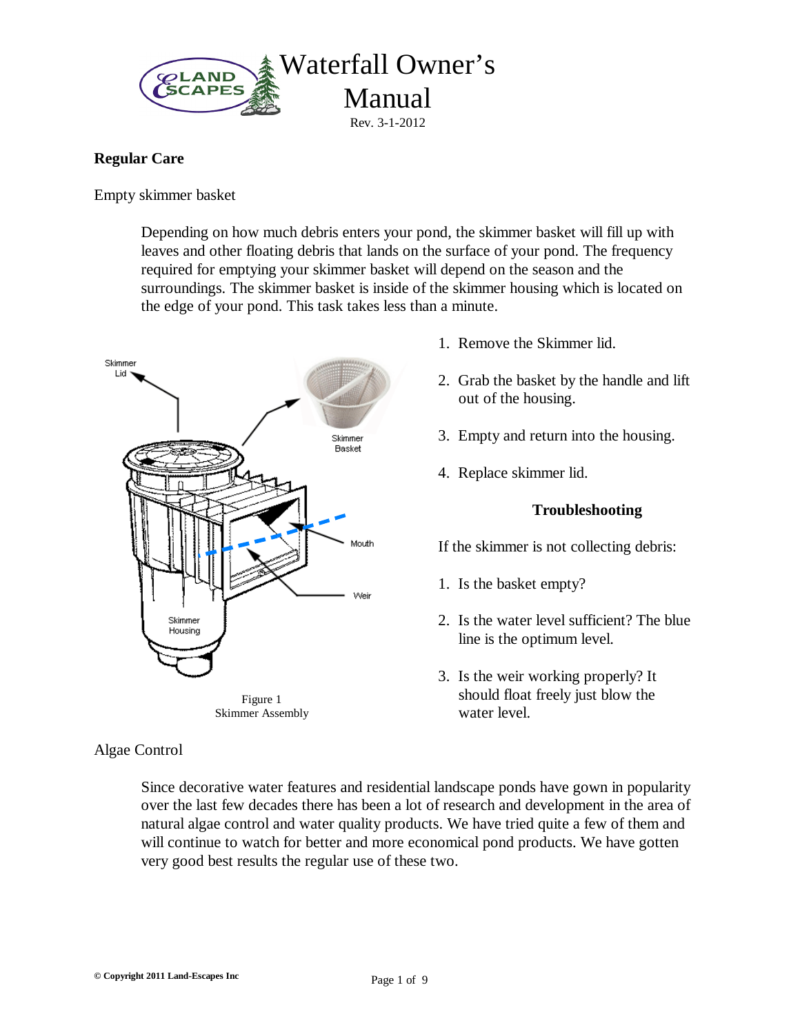# Waterfall Owner's Manual

Rev. 3-1-2012

**Regular Care**

Empty skimmer basket

Depending on how much debris enters your pond, the skimmer basket will fill up with leaves and other floating debris that lands on the surface of your pond. The frequency required for emptying your skimmer basket will depend on the season and the surroundings. The skimmer basket is inside of the skimmer housing which is located on the edge of your pond. This task takes less than a minute.

1. Remove the Skimmer lid.
2. Grab the basket by the handle and lift out of the housing.
3. Empty and return into the housing.
4. Replace skimmer lid.

Figure 1
Skimmer Assembly

**Troubleshooting**

If the skimmer is not collecting debris:

1. Is the basket empty?
2. Is the water level sufficient? The blue line is the optimum level.
3. Is the weir working properly? It should float freely just blow the water level.

Algae Control

Since decorative water features and residential landscape ponds have gown in popularity over the last few decades there has been a lot of research and development in the area of natural algae control and water quality products. We have tried quite a few of them and will continue to watch for better and more economical pond products. We have gotten very good best results the regular use of these two.

**© Copyright 2011 Land-Escapes Inc**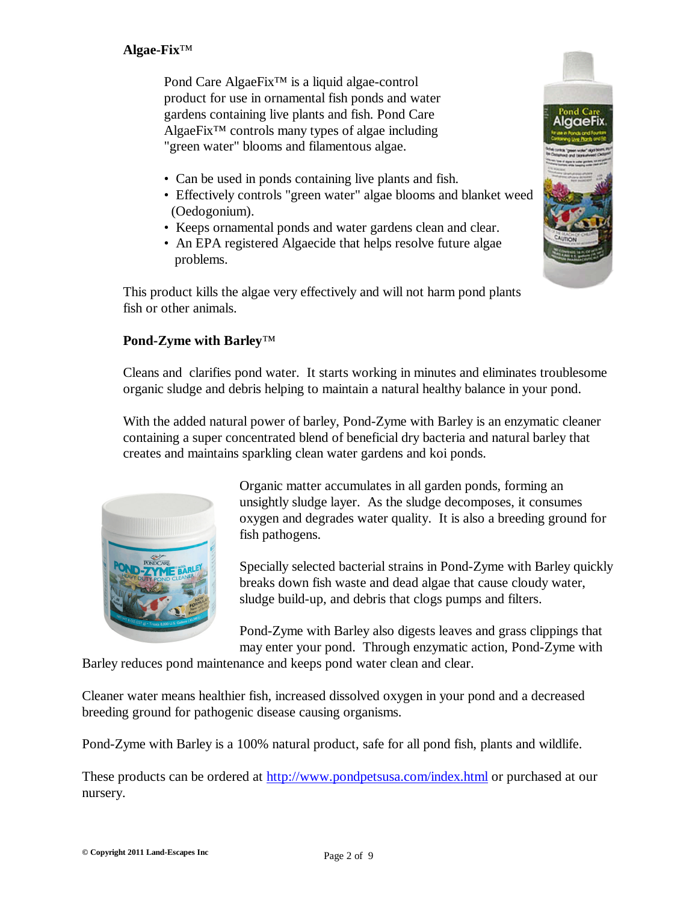**Algae-Fix™**

Pond Care AlgaeFix™ is a liquid algae-control product for use in ornamental fish ponds and water gardens containing live plants and fish. Pond Care AlgaeFix™ controls many types of algae including "green water" blooms and filamentous algae.

- Can be used in ponds containing live plants and fish.
- Effectively controls "green water" algae blooms and blanket weed (Oedogonium).
- Keeps ornamental ponds and water gardens clean and clear.
- An EPA registered Algaecide that helps resolve future algae problems.

This product kills the algae very effectively and will not harm pond plants fish or other animals.

**Pond-Zyme with Barley™**

Cleans and clarifies pond water. It starts working in minutes and eliminates troublesome organic sludge and debris helping to maintain a natural healthy balance in your pond.

With the added natural power of barley, Pond-Zyme with Barley is an enzymatic cleaner containing a super concentrated blend of beneficial dry bacteria and natural barley that creates and maintains sparkling clean water gardens and koi ponds.

Organic matter accumulates in all garden ponds, forming an unsightly sludge layer. As the sludge decomposes, it consumes oxygen and degrades water quality. It is also a breeding ground for fish pathogens.

Specially selected bacterial strains in Pond-Zyme with Barley quickly breaks down fish waste and dead algae that cause cloudy water, sludge build-up, and debris that clogs pumps and filters.

Pond-Zyme with Barley also digests leaves and grass clippings that may enter your pond. Through enzymatic action, Pond-Zyme with Barley reduces pond maintenance and keeps pond water clean and clear.

Cleaner water means healthier fish, increased dissolved oxygen in your pond and a decreased breeding ground for pathogenic disease causing organisms.

Pond-Zyme with Barley is a 100% natural product, safe for all pond fish, plants and wildlife.

These products can be ordered at [http://www.pondpetsusa.com/index.html](http://www.pondpetsusa.com/index.html) or purchased at our nursery.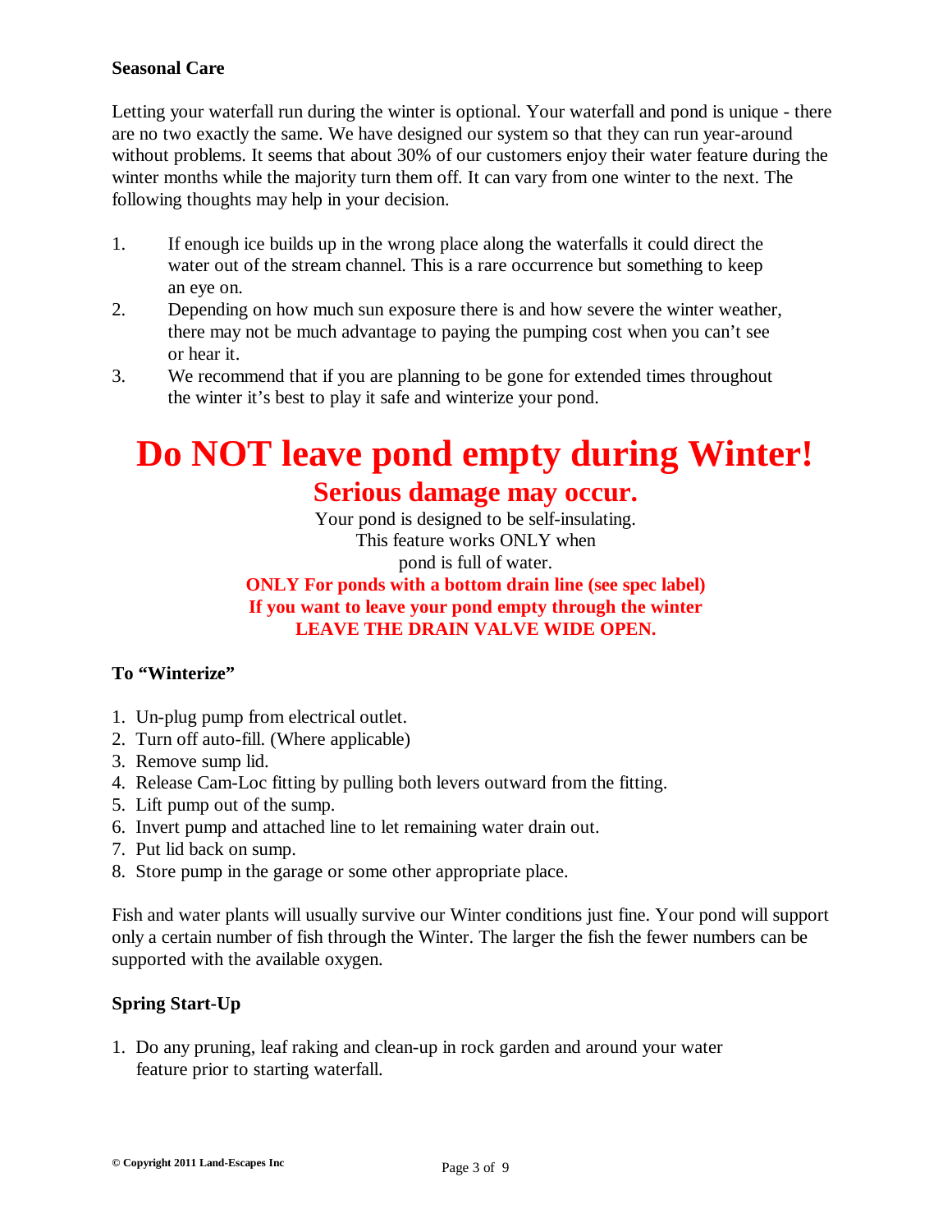## Seasonal Care

Letting your waterfall run during the winter is optional. Your waterfall and pond is unique - there are no two exactly the same. We have designed our system so that they can run year-around without problems. It seems that about 30% of our customers enjoy their water feature during the winter months while the majority turn them off. It can vary from one winter to the next. The following thoughts may help in your decision.

1. If enough ice builds up in the wrong place along the waterfalls it could direct the water out of the stream channel. This is a rare occurrence but something to keep an eye on.
2. Depending on how much sun exposure there is and how severe the winter weather, there may not be much advantage to paying the pumping cost when you can't see or hear it.
3. We recommend that if you are planning to be gone for extended times throughout the winter it's best to play it safe and winterize your pond.

# Do NOT leave pond empty during Winter!

## Serious damage may occur.

Your pond is designed to be self-insulating.
This feature works ONLY when
pond is full of water.

**ONLY For ponds with a bottom drain line (see spec label)**
**If you want to leave your pond empty through the winter**
**LEAVE THE DRAIN VALVE WIDE OPEN.**

## To "Winterize"

1. Un-plug pump from electrical outlet.
2. Turn off auto-fill. (Where applicable)
3. Remove sump lid.
4. Release Cam-Loc fitting by pulling both levers outward from the fitting.
5. Lift pump out of the sump.
6. Invert pump and attached line to let remaining water drain out.
7. Put lid back on sump.
8. Store pump in the garage or some other appropriate place.

Fish and water plants will usually survive our Winter conditions just fine. Your pond will support only a certain number of fish through the Winter. The larger the fish the fewer numbers can be supported with the available oxygen.

## Spring Start-Up

1. Do any pruning, leaf raking and clean-up in rock garden and around your water feature prior to starting waterfall.

© Copyright 2011 Land-Escapes Inc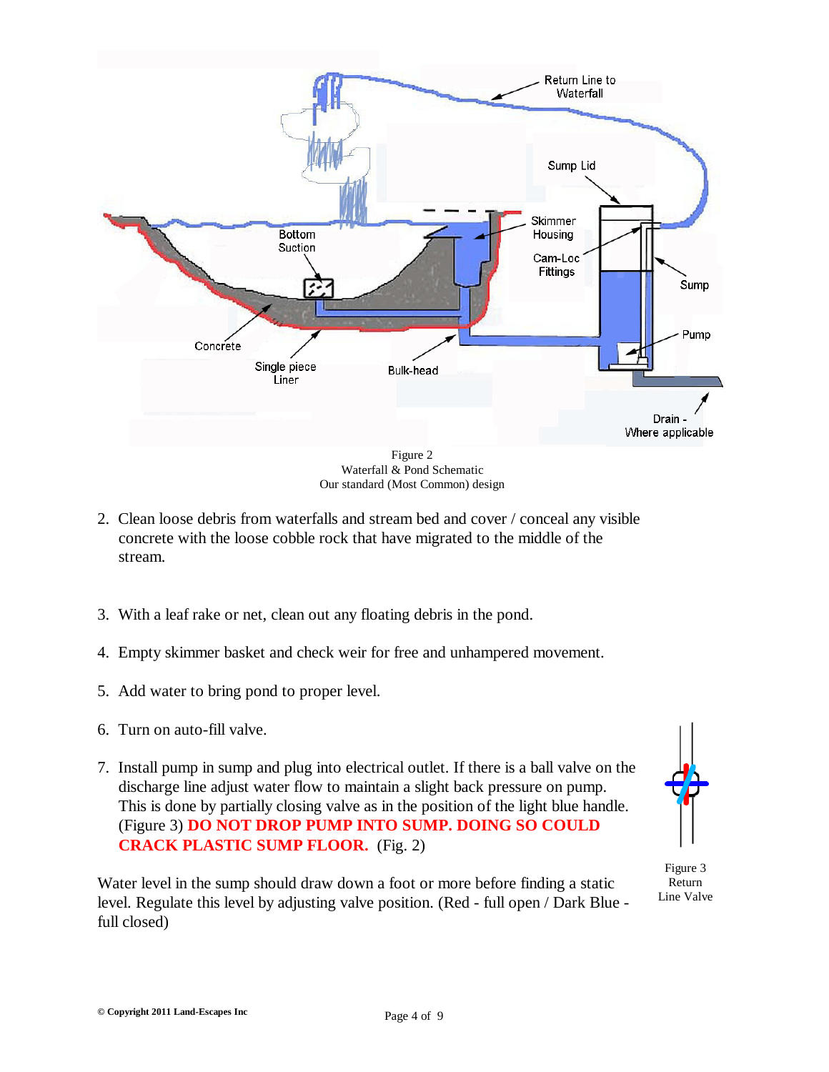Figure 2
Waterfall & Pond Schematic
Our standard (Most Common) design

2. Clean loose debris from waterfalls and stream bed and cover / conceal any visible concrete with the loose cobble rock that have migrated to the middle of the stream.

3. With a leaf rake or net, clean out any floating debris in the pond.

4. Empty skimmer basket and check weir for free and unhampered movement.

5. Add water to bring pond to proper level.

6. Turn on auto-fill valve.

7. Install pump in sump and plug into electrical outlet. If there is a ball valve on the discharge line adjust water flow to maintain a slight back pressure on pump. This is done by partially closing valve as in the position of the light blue handle. (Figure 3) **DO NOT DROP PUMP INTO SUMP. DOING SO COULD CRACK PLASTIC SUMP FLOOR.** (Fig. 2)

Water level in the sump should draw down a foot or more before finding a static level. Regulate this level by adjusting valve position. (Red - full open / Dark Blue - full closed)

Figure 3
Return
Line Valve

© Copyright 2011 Land-Escapes Inc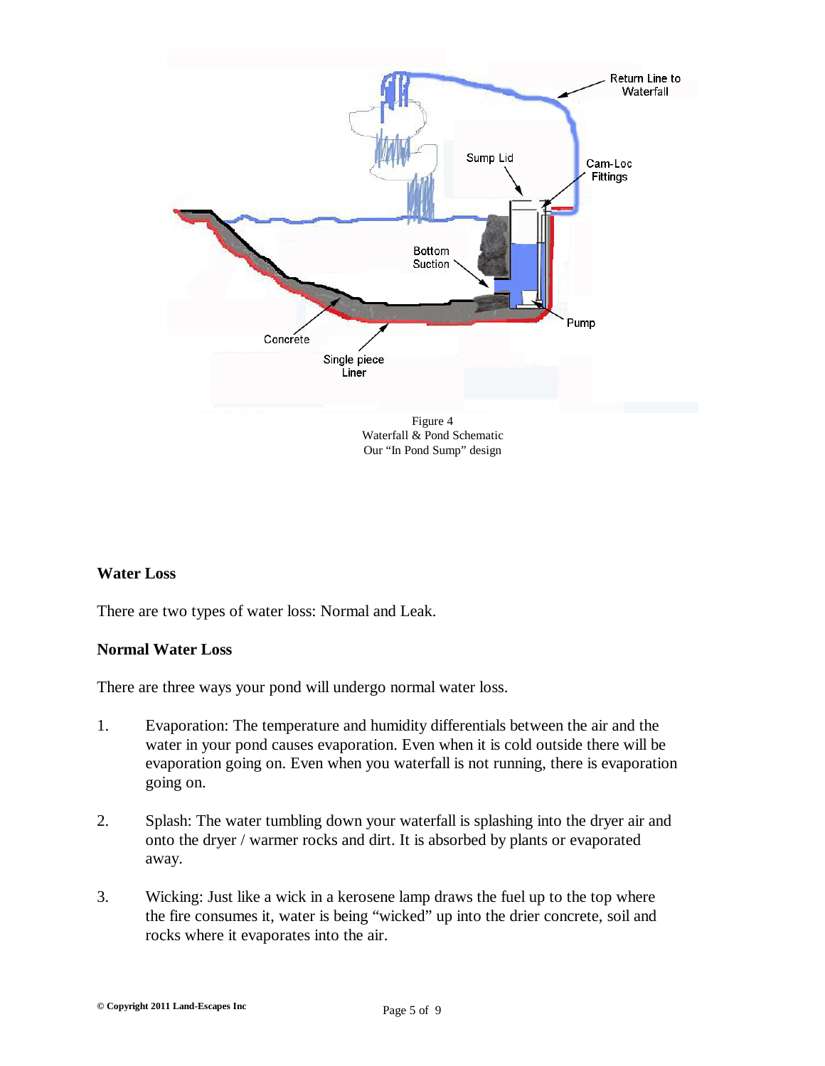Figure 4
Waterfall & Pond Schematic
Our "In Pond Sump" design

**Water Loss**

There are two types of water loss: Normal and Leak.

**Normal Water Loss**

There are three ways your pond will undergo normal water loss.

1. Evaporation: The temperature and humidity differentials between the air and the water in your pond causes evaporation. Even when it is cold outside there will be evaporation going on. Even when you waterfall is not running, there is evaporation going on.

2. Splash: The water tumbling down your waterfall is splashing into the dryer air and onto the dryer / warmer rocks and dirt. It is absorbed by plants or evaporated away.

3. Wicking: Just like a wick in a kerosene lamp draws the fuel up to the top where the fire consumes it, water is being "wicked" up into the drier concrete, soil and rocks where it evaporates into the air.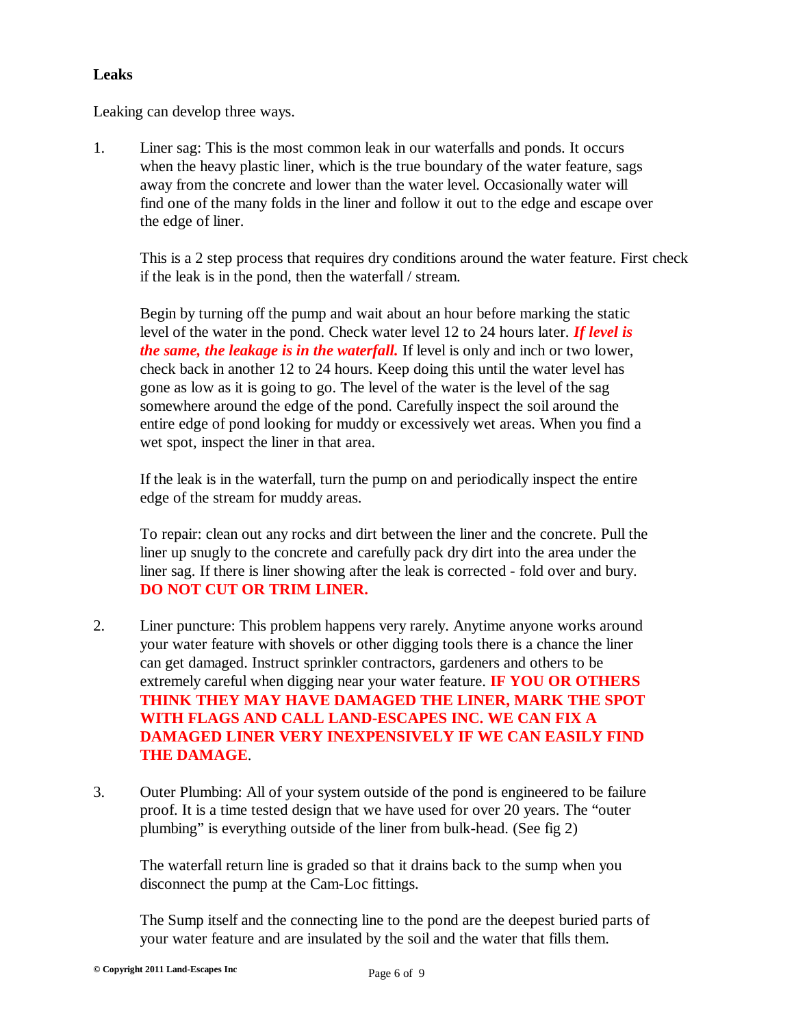## Leaks

Leaking can develop three ways.

1. Liner sag: This is the most common leak in our waterfalls and ponds. It occurs when the heavy plastic liner, which is the true boundary of the water feature, sags away from the concrete and lower than the water level. Occasionally water will find one of the many folds in the liner and follow it out to the edge and escape over the edge of liner.

   This is a 2 step process that requires dry conditions around the water feature. First check if the leak is in the pond, then the waterfall / stream.

   Begin by turning off the pump and wait about an hour before marking the static level of the water in the pond. Check water level 12 to 24 hours later. ***If level is the same, the leakage is in the waterfall.*** If level is only and inch or two lower, check back in another 12 to 24 hours. Keep doing this until the water level has gone as low as it is going to go. The level of the water is the level of the sag somewhere around the edge of the pond. Carefully inspect the soil around the entire edge of pond looking for muddy or excessively wet areas. When you find a wet spot, inspect the liner in that area.

   If the leak is in the waterfall, turn the pump on and periodically inspect the entire edge of the stream for muddy areas.

   To repair: clean out any rocks and dirt between the liner and the concrete. Pull the liner up snugly to the concrete and carefully pack dry dirt into the area under the liner sag. If there is liner showing after the leak is corrected - fold over and bury. **DO NOT CUT OR TRIM LINER.**

2. Liner puncture: This problem happens very rarely. Anytime anyone works around your water feature with shovels or other digging tools there is a chance the liner can get damaged. Instruct sprinkler contractors, gardeners and others to be extremely careful when digging near your water feature. **IF YOU OR OTHERS THINK THEY MAY HAVE DAMAGED THE LINER, MARK THE SPOT WITH FLAGS AND CALL LAND-ESCAPES INC. WE CAN FIX A DAMAGED LINER VERY INEXPENSIVELY IF WE CAN EASILY FIND THE DAMAGE**.

3. Outer Plumbing: All of your system outside of the pond is engineered to be failure proof. It is a time tested design that we have used for over 20 years. The "outer plumbing" is everything outside of the liner from bulk-head. (See fig 2)

   The waterfall return line is graded so that it drains back to the sump when you disconnect the pump at the Cam-Loc fittings.

   The Sump itself and the connecting line to the pond are the deepest buried parts of your water feature and are insulated by the soil and the water that fills them.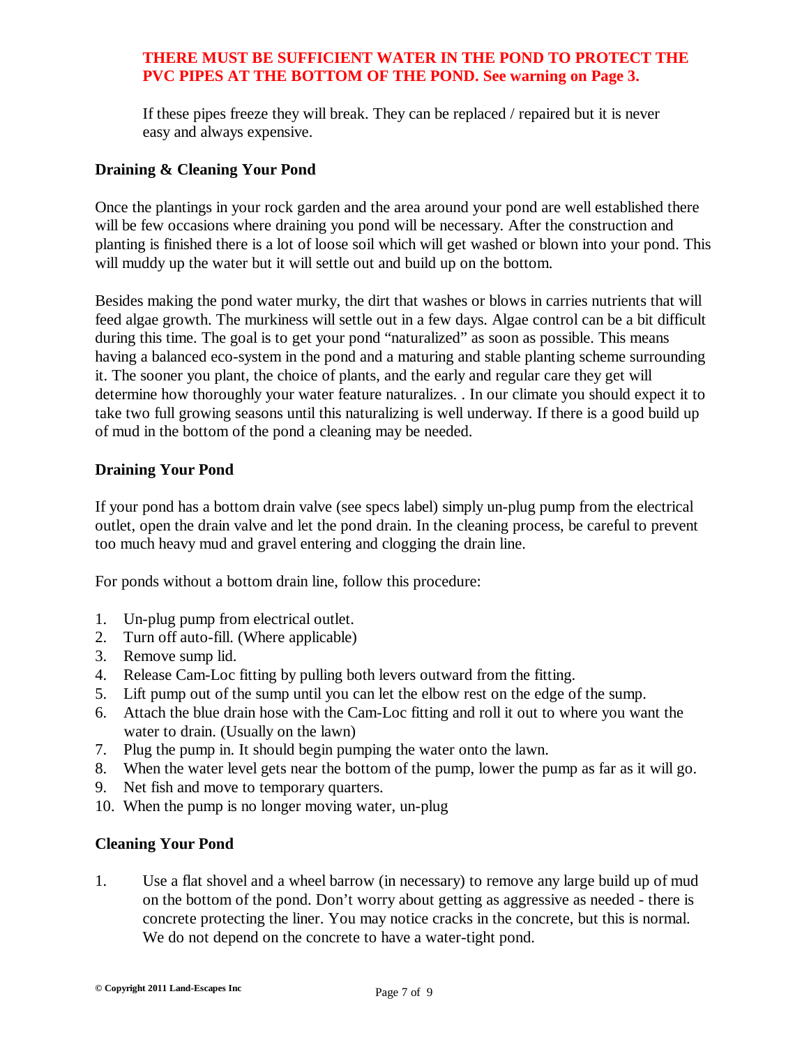**THERE MUST BE SUFFICIENT WATER IN THE POND TO PROTECT THE PVC PIPES AT THE BOTTOM OF THE POND. See warning on Page 3.**

If these pipes freeze they will break. They can be replaced / repaired but it is never easy and always expensive.

### Draining & Cleaning Your Pond

Once the plantings in your rock garden and the area around your pond are well established there will be few occasions where draining you pond will be necessary. After the construction and planting is finished there is a lot of loose soil which will get washed or blown into your pond. This will muddy up the water but it will settle out and build up on the bottom.

Besides making the pond water murky, the dirt that washes or blows in carries nutrients that will feed algae growth. The murkiness will settle out in a few days. Algae control can be a bit difficult during this time. The goal is to get your pond "naturalized" as soon as possible. This means having a balanced eco-system in the pond and a maturing and stable planting scheme surrounding it. The sooner you plant, the choice of plants, and the early and regular care they get will determine how thoroughly your water feature naturalizes. . In our climate you should expect it to take two full growing seasons until this naturalizing is well underway. If there is a good build up of mud in the bottom of the pond a cleaning may be needed.

### Draining Your Pond

If your pond has a bottom drain valve (see specs label) simply un-plug pump from the electrical outlet, open the drain valve and let the pond drain. In the cleaning process, be careful to prevent too much heavy mud and gravel entering and clogging the drain line.

For ponds without a bottom drain line, follow this procedure:

1. Un-plug pump from electrical outlet.
2. Turn off auto-fill. (Where applicable)
3. Remove sump lid.
4. Release Cam-Loc fitting by pulling both levers outward from the fitting.
5. Lift pump out of the sump until you can let the elbow rest on the edge of the sump.
6. Attach the blue drain hose with the Cam-Loc fitting and roll it out to where you want the water to drain. (Usually on the lawn)
7. Plug the pump in. It should begin pumping the water onto the lawn.
8. When the water level gets near the bottom of the pump, lower the pump as far as it will go.
9. Net fish and move to temporary quarters.
10. When the pump is no longer moving water, un-plug

### Cleaning Your Pond

1. Use a flat shovel and a wheel barrow (in necessary) to remove any large build up of mud on the bottom of the pond. Don't worry about getting as aggressive as needed - there is concrete protecting the liner. You may notice cracks in the concrete, but this is normal. We do not depend on the concrete to have a water-tight pond.

© Copyright 2011 Land-Escapes Inc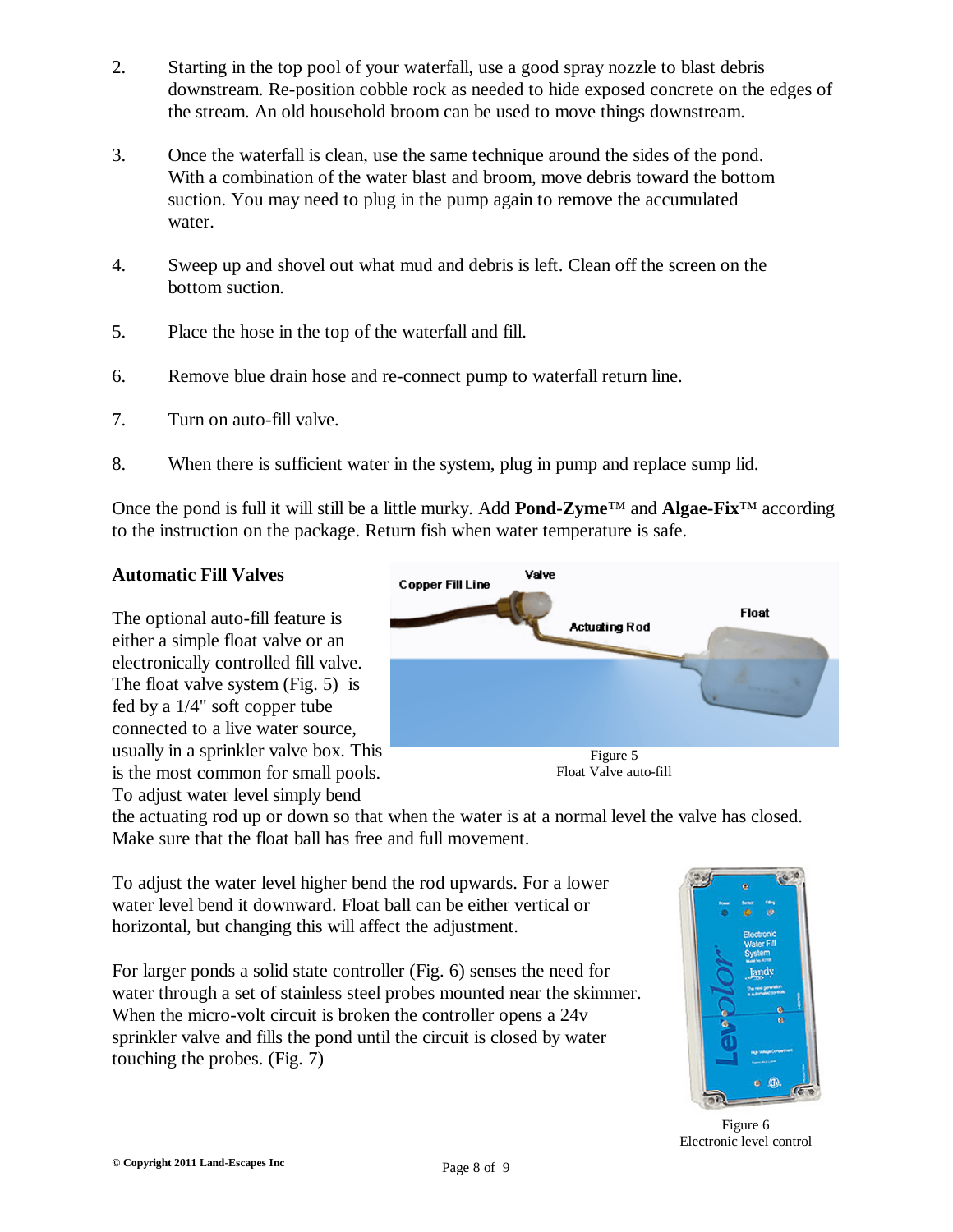2. Starting in the top pool of your waterfall, use a good spray nozzle to blast debris downstream. Re-position cobble rock as needed to hide exposed concrete on the edges of the stream. An old household broom can be used to move things downstream.

3. Once the waterfall is clean, use the same technique around the sides of the pond. With a combination of the water blast and broom, move debris toward the bottom suction. You may need to plug in the pump again to remove the accumulated water.

4. Sweep up and shovel out what mud and debris is left. Clean off the screen on the bottom suction.

5. Place the hose in the top of the waterfall and fill.

6. Remove blue drain hose and re-connect pump to waterfall return line.

7. Turn on auto-fill valve.

8. When there is sufficient water in the system, plug in pump and replace sump lid.

Once the pond is full it will still be a little murky. Add **Pond-Zyme**™ and **Algae-Fix**™ according to the instruction on the package. Return fish when water temperature is safe.

**Automatic Fill Valves**

The optional auto-fill feature is either a simple float valve or an electronically controlled fill valve. The float valve system (Fig. 5) is fed by a 1/4" soft copper tube connected to a live water source, usually in a sprinkler valve box. This is the most common for small pools. To adjust water level simply bend the actuating rod up or down so that when the water is at a normal level the valve has closed. Make sure that the float ball has free and full movement.

Figure 5
Float Valve auto-fill

To adjust the water level higher bend the rod upwards. For a lower water level bend it downward. Float ball can be either vertical or horizontal, but changing this will affect the adjustment.

For larger ponds a solid state controller (Fig. 6) senses the need for water through a set of stainless steel probes mounted near the skimmer. When the micro-volt circuit is broken the controller opens a 24v sprinkler valve and fills the pond until the circuit is closed by water touching the probes. (Fig. 7)

Figure 6
Electronic level control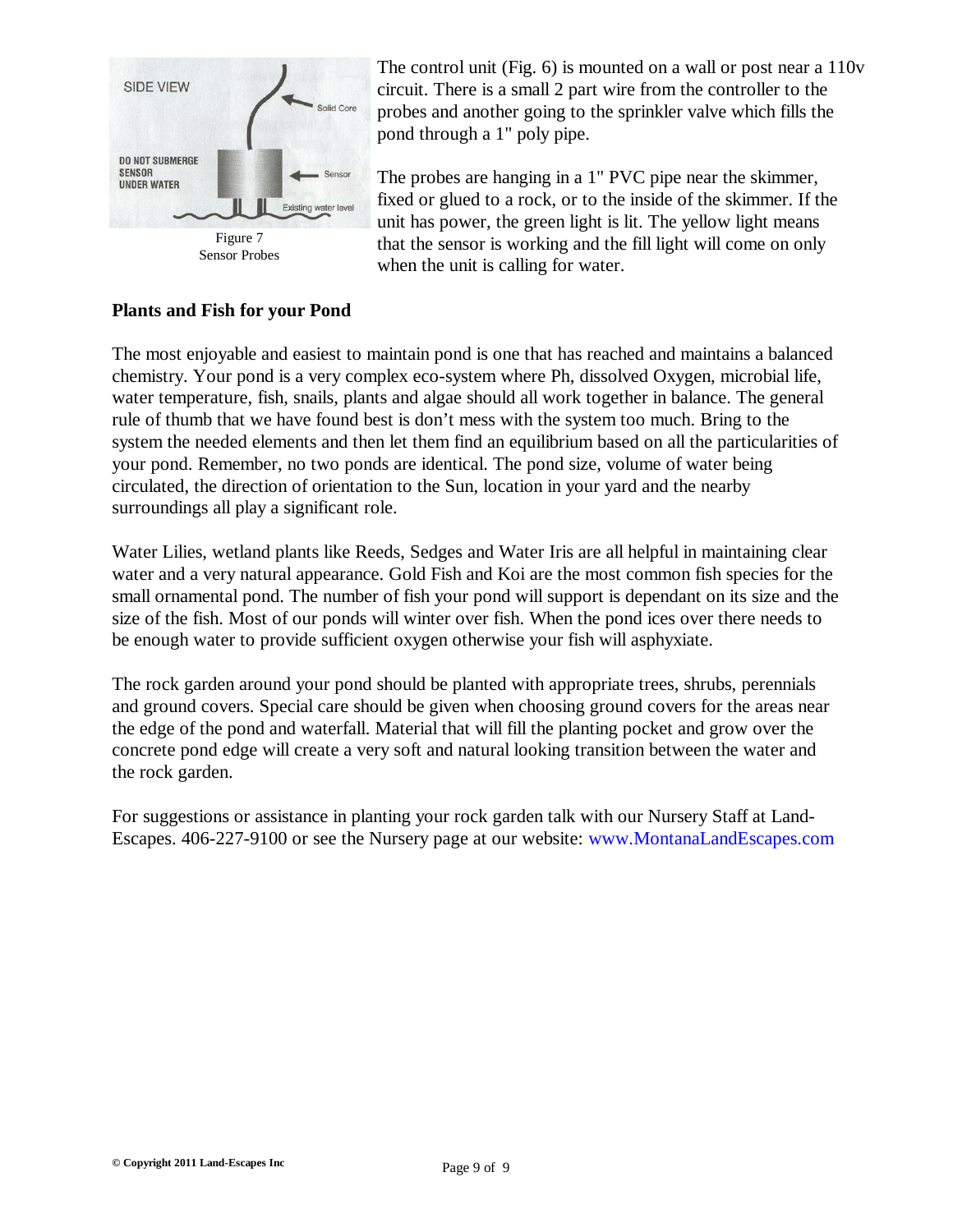SIDE VIEW

Solid Core

DO NOT SUBMERGE SENSOR UNDER WATER

Sensor

Existing water level

Figure 7
Sensor Probes

The control unit (Fig. 6) is mounted on a wall or post near a 110v circuit. There is a small 2 part wire from the controller to the probes and another going to the sprinkler valve which fills the pond through a 1" poly pipe.

The probes are hanging in a 1" PVC pipe near the skimmer, fixed or glued to a rock, or to the inside of the skimmer. If the unit has power, the green light is lit. The yellow light means that the sensor is working and the fill light will come on only when the unit is calling for water.

**Plants and Fish for your Pond**

The most enjoyable and easiest to maintain pond is one that has reached and maintains a balanced chemistry. Your pond is a very complex eco-system where Ph, dissolved Oxygen, microbial life, water temperature, fish, snails, plants and algae should all work together in balance. The general rule of thumb that we have found best is don't mess with the system too much. Bring to the system the needed elements and then let them find an equilibrium based on all the particularities of your pond. Remember, no two ponds are identical. The pond size, volume of water being circulated, the direction of orientation to the Sun, location in your yard and the nearby surroundings all play a significant role.

Water Lilies, wetland plants like Reeds, Sedges and Water Iris are all helpful in maintaining clear water and a very natural appearance. Gold Fish and Koi are the most common fish species for the small ornamental pond. The number of fish your pond will support is dependant on its size and the size of the fish. Most of our ponds will winter over fish. When the pond ices over there needs to be enough water to provide sufficient oxygen otherwise your fish will asphyxiate.

The rock garden around your pond should be planted with appropriate trees, shrubs, perennials and ground covers. Special care should be given when choosing ground covers for the areas near the edge of the pond and waterfall. Material that will fill the planting pocket and grow over the concrete pond edge will create a very soft and natural looking transition between the water and the rock garden.

For suggestions or assistance in planting your rock garden talk with our Nursery Staff at Land-Escapes. 406-227-9100 or see the Nursery page at our website: www.MontanaLandEscapes.com

© Copyright 2011 Land-Escapes Inc